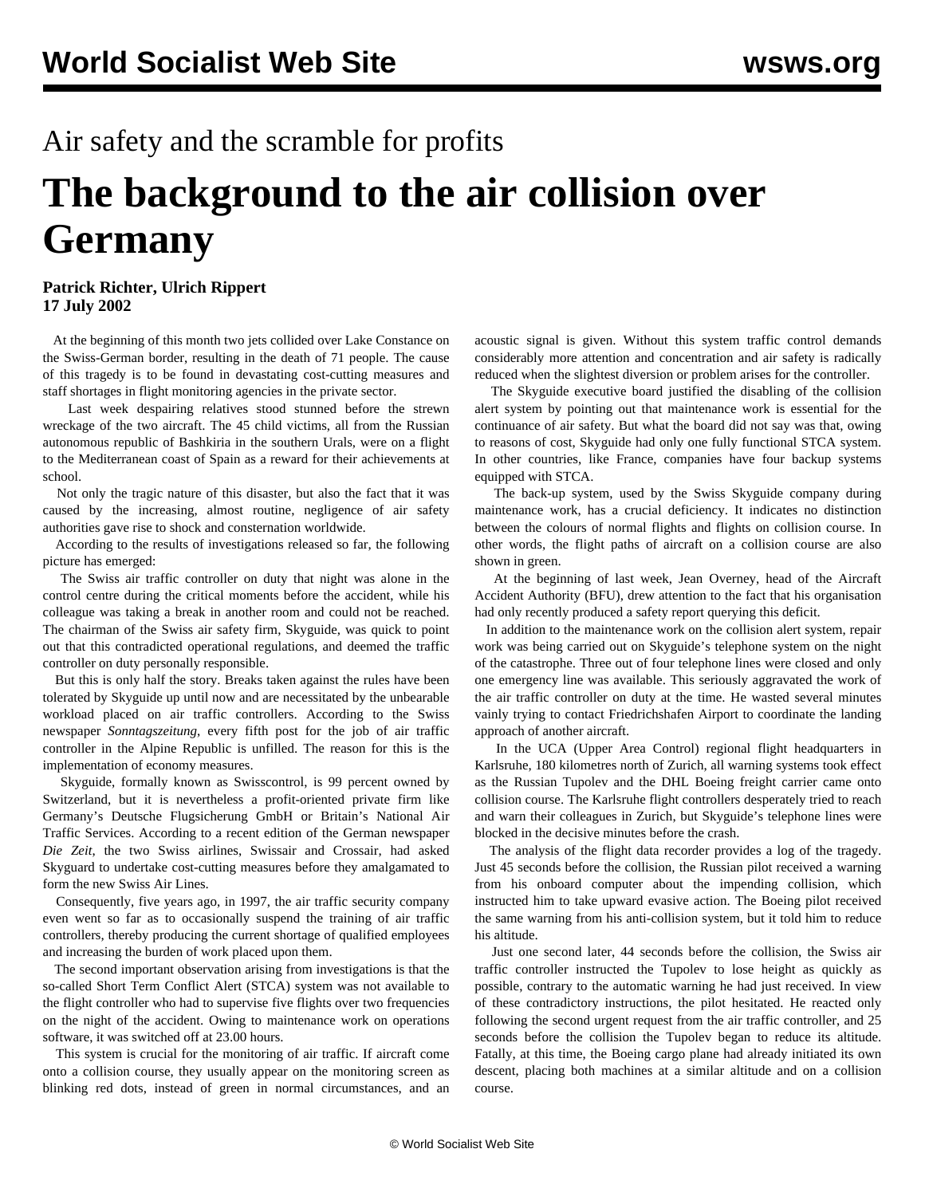# Air safety and the scramble for profits

# The background to the air collision over Germany

**Patrick Richter, Ulrich Rippert**
**17 July 2002**

At the beginning of this month two jets collided over Lake Constance on the Swiss-German border, resulting in the death of 71 people. The cause of this tragedy is to be found in devastating cost-cutting measures and staff shortages in flight monitoring agencies in the private sector.

Last week despairing relatives stood stunned before the strewn wreckage of the two aircraft. The 45 child victims, all from the Russian autonomous republic of Bashkiria in the southern Urals, were on a flight to the Mediterranean coast of Spain as a reward for their achievements at school.

Not only the tragic nature of this disaster, but also the fact that it was caused by the increasing, almost routine, negligence of air safety authorities gave rise to shock and consternation worldwide.

According to the results of investigations released so far, the following picture has emerged:

The Swiss air traffic controller on duty that night was alone in the control centre during the critical moments before the accident, while his colleague was taking a break in another room and could not be reached. The chairman of the Swiss air safety firm, Skyguide, was quick to point out that this contradicted operational regulations, and deemed the traffic controller on duty personally responsible.

But this is only half the story. Breaks taken against the rules have been tolerated by Skyguide up until now and are necessitated by the unbearable workload placed on air traffic controllers. According to the Swiss newspaper *Sonntagszeitung*, every fifth post for the job of air traffic controller in the Alpine Republic is unfilled. The reason for this is the implementation of economy measures.

Skyguide, formally known as Swisscontrol, is 99 percent owned by Switzerland, but it is nevertheless a profit-oriented private firm like Germany's Deutsche Flugsicherung GmbH or Britain's National Air Traffic Services. According to a recent edition of the German newspaper *Die Zeit*, the two Swiss airlines, Swissair and Crossair, had asked Skyguard to undertake cost-cutting measures before they amalgamated to form the new Swiss Air Lines.

Consequently, five years ago, in 1997, the air traffic security company even went so far as to occasionally suspend the training of air traffic controllers, thereby producing the current shortage of qualified employees and increasing the burden of work placed upon them.

The second important observation arising from investigations is that the so-called Short Term Conflict Alert (STCA) system was not available to the flight controller who had to supervise five flights over two frequencies on the night of the accident. Owing to maintenance work on operations software, it was switched off at 23.00 hours.

This system is crucial for the monitoring of air traffic. If aircraft come onto a collision course, they usually appear on the monitoring screen as blinking red dots, instead of green in normal circumstances, and an acoustic signal is given. Without this system traffic control demands considerably more attention and concentration and air safety is radically reduced when the slightest diversion or problem arises for the controller.

The Skyguide executive board justified the disabling of the collision alert system by pointing out that maintenance work is essential for the continuance of air safety. But what the board did not say was that, owing to reasons of cost, Skyguide had only one fully functional STCA system. In other countries, like France, companies have four backup systems equipped with STCA.

The back-up system, used by the Swiss Skyguide company during maintenance work, has a crucial deficiency. It indicates no distinction between the colours of normal flights and flights on collision course. In other words, the flight paths of aircraft on a collision course are also shown in green.

At the beginning of last week, Jean Overney, head of the Aircraft Accident Authority (BFU), drew attention to the fact that his organisation had only recently produced a safety report querying this deficit.

In addition to the maintenance work on the collision alert system, repair work was being carried out on Skyguide's telephone system on the night of the catastrophe. Three out of four telephone lines were closed and only one emergency line was available. This seriously aggravated the work of the air traffic controller on duty at the time. He wasted several minutes vainly trying to contact Friedrichshafen Airport to coordinate the landing approach of another aircraft.

In the UCA (Upper Area Control) regional flight headquarters in Karlsruhe, 180 kilometres north of Zurich, all warning systems took effect as the Russian Tupolev and the DHL Boeing freight carrier came onto collision course. The Karlsruhe flight controllers desperately tried to reach and warn their colleagues in Zurich, but Skyguide's telephone lines were blocked in the decisive minutes before the crash.

The analysis of the flight data recorder provides a log of the tragedy. Just 45 seconds before the collision, the Russian pilot received a warning from his onboard computer about the impending collision, which instructed him to take upward evasive action. The Boeing pilot received the same warning from his anti-collision system, but it told him to reduce his altitude.

Just one second later, 44 seconds before the collision, the Swiss air traffic controller instructed the Tupolev to lose height as quickly as possible, contrary to the automatic warning he had just received. In view of these contradictory instructions, the pilot hesitated. He reacted only following the second urgent request from the air traffic controller, and 25 seconds before the collision the Tupolev began to reduce its altitude. Fatally, at this time, the Boeing cargo plane had already initiated its own descent, placing both machines at a similar altitude and on a collision course.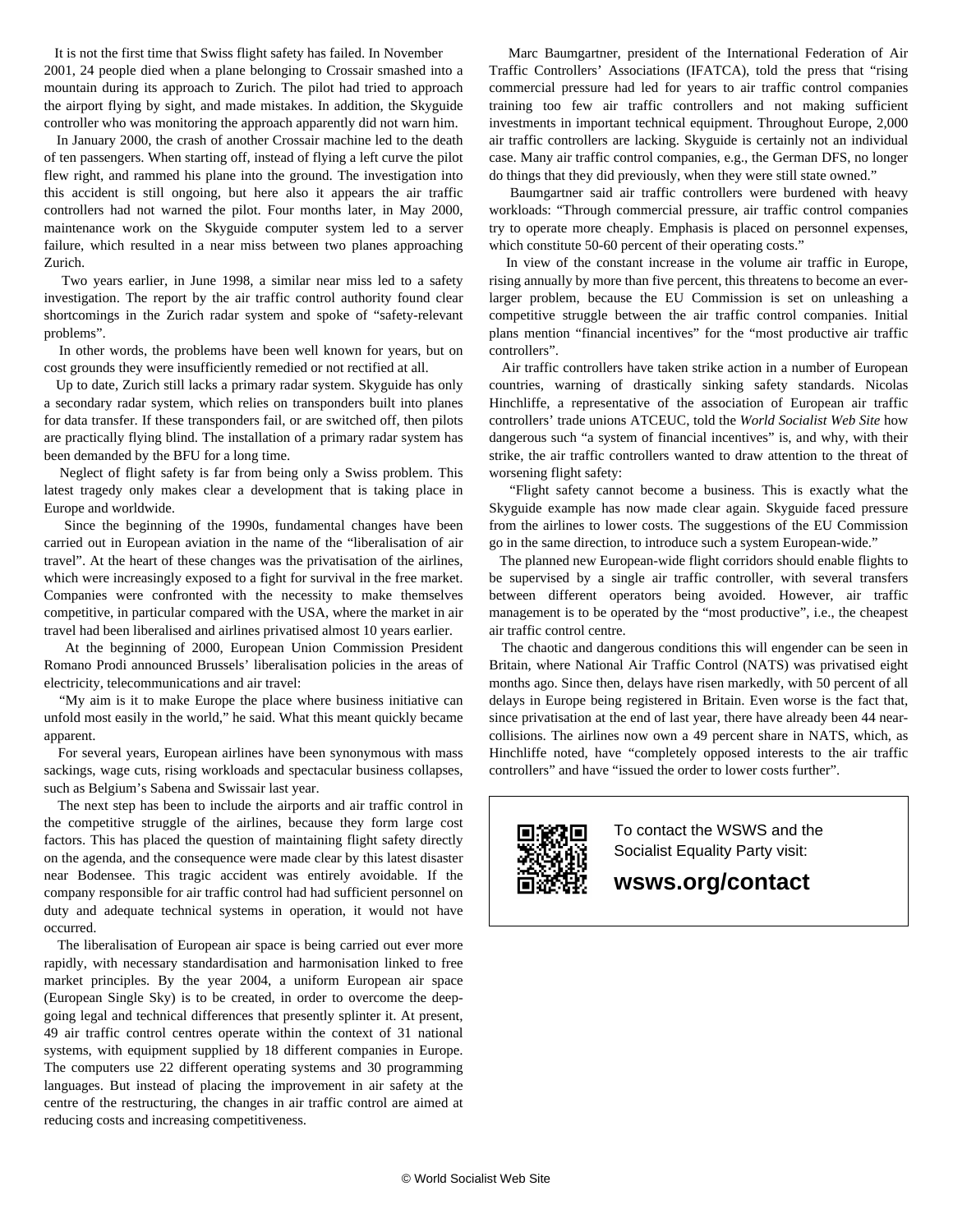It is not the first time that Swiss flight safety has failed. In November 2001, 24 people died when a plane belonging to Crossair smashed into a mountain during its approach to Zurich. The pilot had tried to approach the airport flying by sight, and made mistakes. In addition, the Skyguide controller who was monitoring the approach apparently did not warn him.

In January 2000, the crash of another Crossair machine led to the death of ten passengers. When starting off, instead of flying a left curve the pilot flew right, and rammed his plane into the ground. The investigation into this accident is still ongoing, but here also it appears the air traffic controllers had not warned the pilot. Four months later, in May 2000, maintenance work on the Skyguide computer system led to a server failure, which resulted in a near miss between two planes approaching Zurich.

Two years earlier, in June 1998, a similar near miss led to a safety investigation. The report by the air traffic control authority found clear shortcomings in the Zurich radar system and spoke of "safety-relevant problems".

In other words, the problems have been well known for years, but on cost grounds they were insufficiently remedied or not rectified at all.

Up to date, Zurich still lacks a primary radar system. Skyguide has only a secondary radar system, which relies on transponders built into planes for data transfer. If these transponders fail, or are switched off, then pilots are practically flying blind. The installation of a primary radar system has been demanded by the BFU for a long time.

Neglect of flight safety is far from being only a Swiss problem. This latest tragedy only makes clear a development that is taking place in Europe and worldwide.

Since the beginning of the 1990s, fundamental changes have been carried out in European aviation in the name of the "liberalisation of air travel". At the heart of these changes was the privatisation of the airlines, which were increasingly exposed to a fight for survival in the free market. Companies were confronted with the necessity to make themselves competitive, in particular compared with the USA, where the market in air travel had been liberalised and airlines privatised almost 10 years earlier.

At the beginning of 2000, European Union Commission President Romano Prodi announced Brussels' liberalisation policies in the areas of electricity, telecommunications and air travel:

"My aim is it to make Europe the place where business initiative can unfold most easily in the world," he said. What this meant quickly became apparent.

For several years, European airlines have been synonymous with mass sackings, wage cuts, rising workloads and spectacular business collapses, such as Belgium's Sabena and Swissair last year.

The next step has been to include the airports and air traffic control in the competitive struggle of the airlines, because they form large cost factors. This has placed the question of maintaining flight safety directly on the agenda, and the consequence were made clear by this latest disaster near Bodensee. This tragic accident was entirely avoidable. If the company responsible for air traffic control had had sufficient personnel on duty and adequate technical systems in operation, it would not have occurred.

The liberalisation of European air space is being carried out ever more rapidly, with necessary standardisation and harmonisation linked to free market principles. By the year 2004, a uniform European air space (European Single Sky) is to be created, in order to overcome the deep-going legal and technical differences that presently splinter it. At present, 49 air traffic control centres operate within the context of 31 national systems, with equipment supplied by 18 different companies in Europe. The computers use 22 different operating systems and 30 programming languages. But instead of placing the improvement in air safety at the centre of the restructuring, the changes in air traffic control are aimed at reducing costs and increasing competitiveness.

Marc Baumgartner, president of the International Federation of Air Traffic Controllers' Associations (IFATCA), told the press that "rising commercial pressure had led for years to air traffic control companies training too few air traffic controllers and not making sufficient investments in important technical equipment. Throughout Europe, 2,000 air traffic controllers are lacking. Skyguide is certainly not an individual case. Many air traffic control companies, e.g., the German DFS, no longer do things that they did previously, when they were still state owned."

Baumgartner said air traffic controllers were burdened with heavy workloads: "Through commercial pressure, air traffic control companies try to operate more cheaply. Emphasis is placed on personnel expenses, which constitute 50-60 percent of their operating costs."

In view of the constant increase in the volume air traffic in Europe, rising annually by more than five percent, this threatens to become an ever-larger problem, because the EU Commission is set on unleashing a competitive struggle between the air traffic control companies. Initial plans mention "financial incentives" for the "most productive air traffic controllers".

Air traffic controllers have taken strike action in a number of European countries, warning of drastically sinking safety standards. Nicolas Hinchliffe, a representative of the association of European air traffic controllers' trade unions ATCEUC, told the *World Socialist Web Site* how dangerous such "a system of financial incentives" is, and why, with their strike, the air traffic controllers wanted to draw attention to the threat of worsening flight safety:

"Flight safety cannot become a business. This is exactly what the Skyguide example has now made clear again. Skyguide faced pressure from the airlines to lower costs. The suggestions of the EU Commission go in the same direction, to introduce such a system European-wide."

The planned new European-wide flight corridors should enable flights to be supervised by a single air traffic controller, with several transfers between different operators being avoided. However, air traffic management is to be operated by the "most productive", i.e., the cheapest air traffic control centre.

The chaotic and dangerous conditions this will engender can be seen in Britain, where National Air Traffic Control (NATS) was privatised eight months ago. Since then, delays have risen markedly, with 50 percent of all delays in Europe being registered in Britain. Even worse is the fact that, since privatisation at the end of last year, there have already been 44 near-collisions. The airlines now own a 49 percent share in NATS, which, as Hinchliffe noted, have "completely opposed interests to the air traffic controllers" and have "issued the order to lower costs further".

To contact the WSWS and the Socialist Equality Party visit:

**wsws.org/contact**